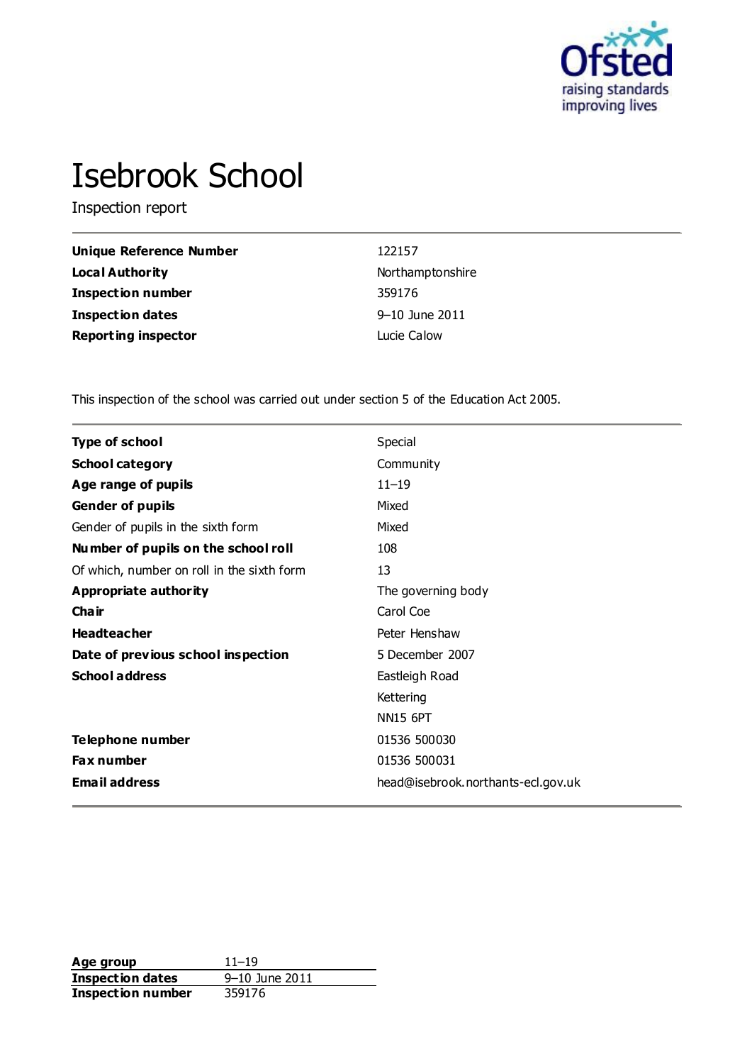# Isebrook School

Inspection report

| | |
|---|---|
| **Unique Reference Number** | 122157 |
| **Local Authority** | Northamptonshire |
| **Inspection number** | 359176 |
| **Inspection dates** | 9–10 June 2011 |
| **Reporting inspector** | Lucie Calow |

This inspection of the school was carried out under section 5 of the Education Act 2005.

| | |
|---|---|
| **Type of school** | Special |
| **School category** | Community |
| **Age range of pupils** | 11–19 |
| **Gender of pupils** | Mixed |
| Gender of pupils in the sixth form | Mixed |
| **Number of pupils on the school roll** | 108 |
| Of which, number on roll in the sixth form | 13 |
| **Appropriate authority** | The governing body |
| **Chair** | Carol Coe |
| **Headteacher** | Peter Henshaw |
| **Date of previous school inspection** | 5 December 2007 |
| **School address** | Eastleigh Road<br>Kettering<br>NN15 6PT |
| **Telephone number** | 01536 500030 |
| **Fax number** | 01536 500031 |
| **Email address** | head@isebrook.northants-ecl.gov.uk |

| | |
|---|---|
| **Age group** | 11–19 |
| **Inspection dates** | 9–10 June 2011 |
| **Inspection number** | 359176 |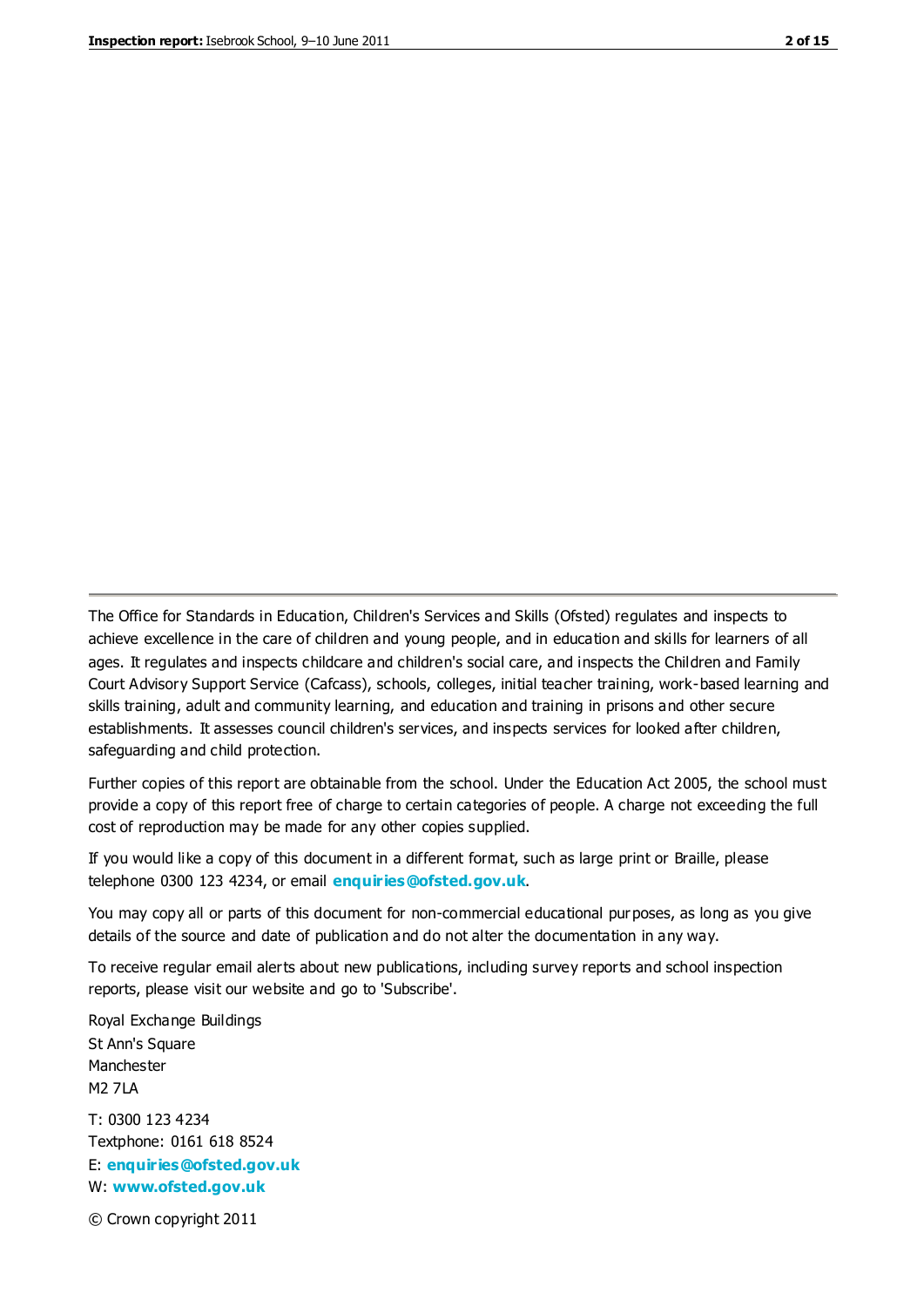The Office for Standards in Education, Children's Services and Skills (Ofsted) regulates and inspects to achieve excellence in the care of children and young people, and in education and skills for learners of all ages. It regulates and inspects childcare and children's social care, and inspects the Children and Family Court Advisory Support Service (Cafcass), schools, colleges, initial teacher training, work-based learning and skills training, adult and community learning, and education and training in prisons and other secure establishments. It assesses council children's services, and inspects services for looked after children, safeguarding and child protection.

Further copies of this report are obtainable from the school. Under the Education Act 2005, the school must provide a copy of this report free of charge to certain categories of people. A charge not exceeding the full cost of reproduction may be made for any other copies supplied.

If you would like a copy of this document in a different format, such as large print or Braille, please telephone 0300 123 4234, or email **enquiries@ofsted.gov.uk**.

You may copy all or parts of this document for non-commercial educational purposes, as long as you give details of the source and date of publication and do not alter the documentation in any way.

To receive regular email alerts about new publications, including survey reports and school inspection reports, please visit our website and go to 'Subscribe'.

Royal Exchange Buildings
St Ann's Square
Manchester
M2 7LA

T: 0300 123 4234
Textphone: 0161 618 8524
E: **enquiries@ofsted.gov.uk**
W: **www.ofsted.gov.uk**

© Crown copyright 2011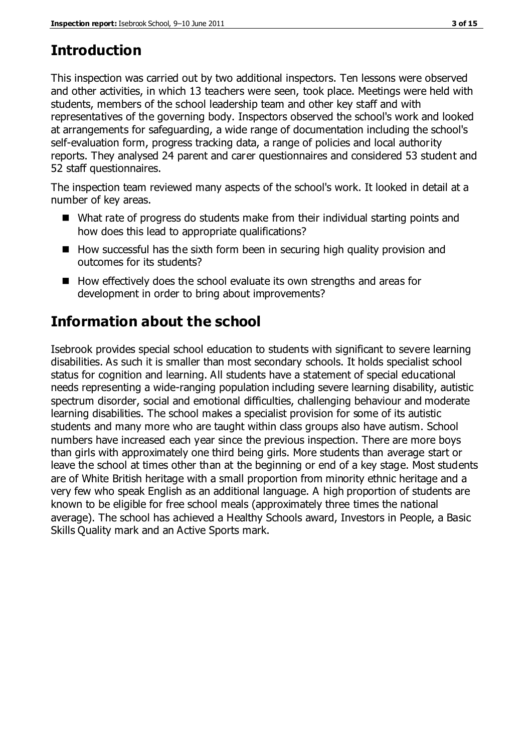## Introduction

This inspection was carried out by two additional inspectors. Ten lessons were observed and other activities, in which 13 teachers were seen, took place. Meetings were held with students, members of the school leadership team and other key staff and with representatives of the governing body. Inspectors observed the school's work and looked at arrangements for safeguarding, a wide range of documentation including the school's self-evaluation form, progress tracking data, a range of policies and local authority reports. They analysed 24 parent and carer questionnaires and considered 53 student and 52 staff questionnaires.

The inspection team reviewed many aspects of the school's work. It looked in detail at a number of key areas.

- What rate of progress do students make from their individual starting points and how does this lead to appropriate qualifications?
- How successful has the sixth form been in securing high quality provision and outcomes for its students?
- How effectively does the school evaluate its own strengths and areas for development in order to bring about improvements?

## Information about the school

Isebrook provides special school education to students with significant to severe learning disabilities. As such it is smaller than most secondary schools. It holds specialist school status for cognition and learning. All students have a statement of special educational needs representing a wide-ranging population including severe learning disability, autistic spectrum disorder, social and emotional difficulties, challenging behaviour and moderate learning disabilities. The school makes a specialist provision for some of its autistic students and many more who are taught within class groups also have autism. School numbers have increased each year since the previous inspection. There are more boys than girls with approximately one third being girls. More students than average start or leave the school at times other than at the beginning or end of a key stage. Most students are of White British heritage with a small proportion from minority ethnic heritage and a very few who speak English as an additional language. A high proportion of students are known to be eligible for free school meals (approximately three times the national average). The school has achieved a Healthy Schools award, Investors in People, a Basic Skills Quality mark and an Active Sports mark.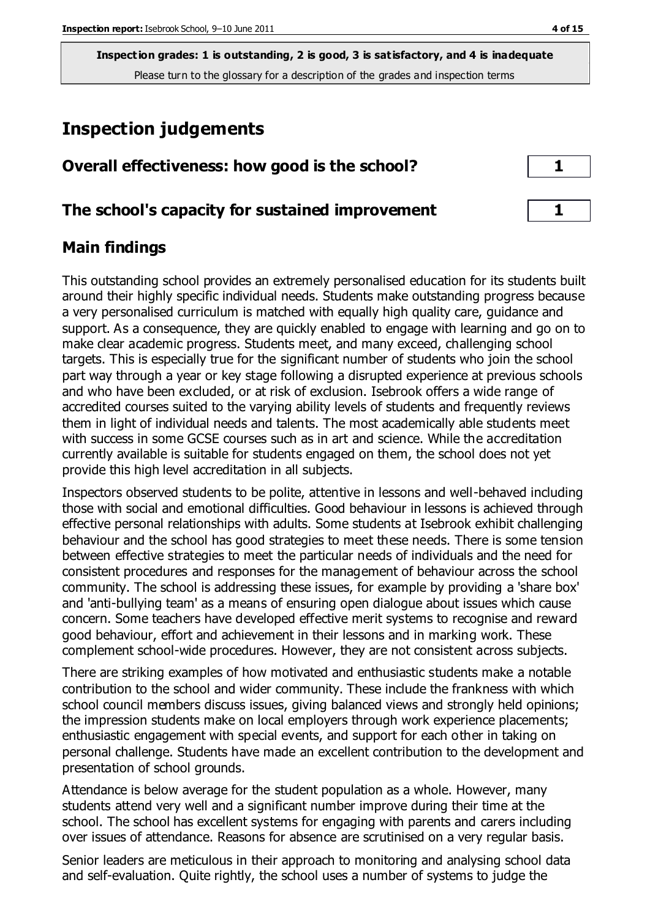**Inspection grades: 1 is outstanding, 2 is good, 3 is satisfactory, and 4 is inadequate**
Please turn to the glossary for a description of the grades and inspection terms

## Inspection judgements

| Overall effectiveness: how good is the school? | 1 |
|---|---|
| **The school's capacity for sustained improvement** | **1** |

## Main findings

This outstanding school provides an extremely personalised education for its students built around their highly specific individual needs. Students make outstanding progress because a very personalised curriculum is matched with equally high quality care, guidance and support. As a consequence, they are quickly enabled to engage with learning and go on to make clear academic progress. Students meet, and many exceed, challenging school targets. This is especially true for the significant number of students who join the school part way through a year or key stage following a disrupted experience at previous schools and who have been excluded, or at risk of exclusion. Isebrook offers a wide range of accredited courses suited to the varying ability levels of students and frequently reviews them in light of individual needs and talents. The most academically able students meet with success in some GCSE courses such as in art and science. While the accreditation currently available is suitable for students engaged on them, the school does not yet provide this high level accreditation in all subjects.

Inspectors observed students to be polite, attentive in lessons and well-behaved including those with social and emotional difficulties. Good behaviour in lessons is achieved through effective personal relationships with adults. Some students at Isebrook exhibit challenging behaviour and the school has good strategies to meet these needs. There is some tension between effective strategies to meet the particular needs of individuals and the need for consistent procedures and responses for the management of behaviour across the school community. The school is addressing these issues, for example by providing a 'share box' and 'anti-bullying team' as a means of ensuring open dialogue about issues which cause concern. Some teachers have developed effective merit systems to recognise and reward good behaviour, effort and achievement in their lessons and in marking work. These complement school-wide procedures. However, they are not consistent across subjects.

There are striking examples of how motivated and enthusiastic students make a notable contribution to the school and wider community. These include the frankness with which school council members discuss issues, giving balanced views and strongly held opinions; the impression students make on local employers through work experience placements; enthusiastic engagement with special events, and support for each other in taking on personal challenge. Students have made an excellent contribution to the development and presentation of school grounds.

Attendance is below average for the student population as a whole. However, many students attend very well and a significant number improve during their time at the school. The school has excellent systems for engaging with parents and carers including over issues of attendance. Reasons for absence are scrutinised on a very regular basis.

Senior leaders are meticulous in their approach to monitoring and analysing school data and self-evaluation. Quite rightly, the school uses a number of systems to judge the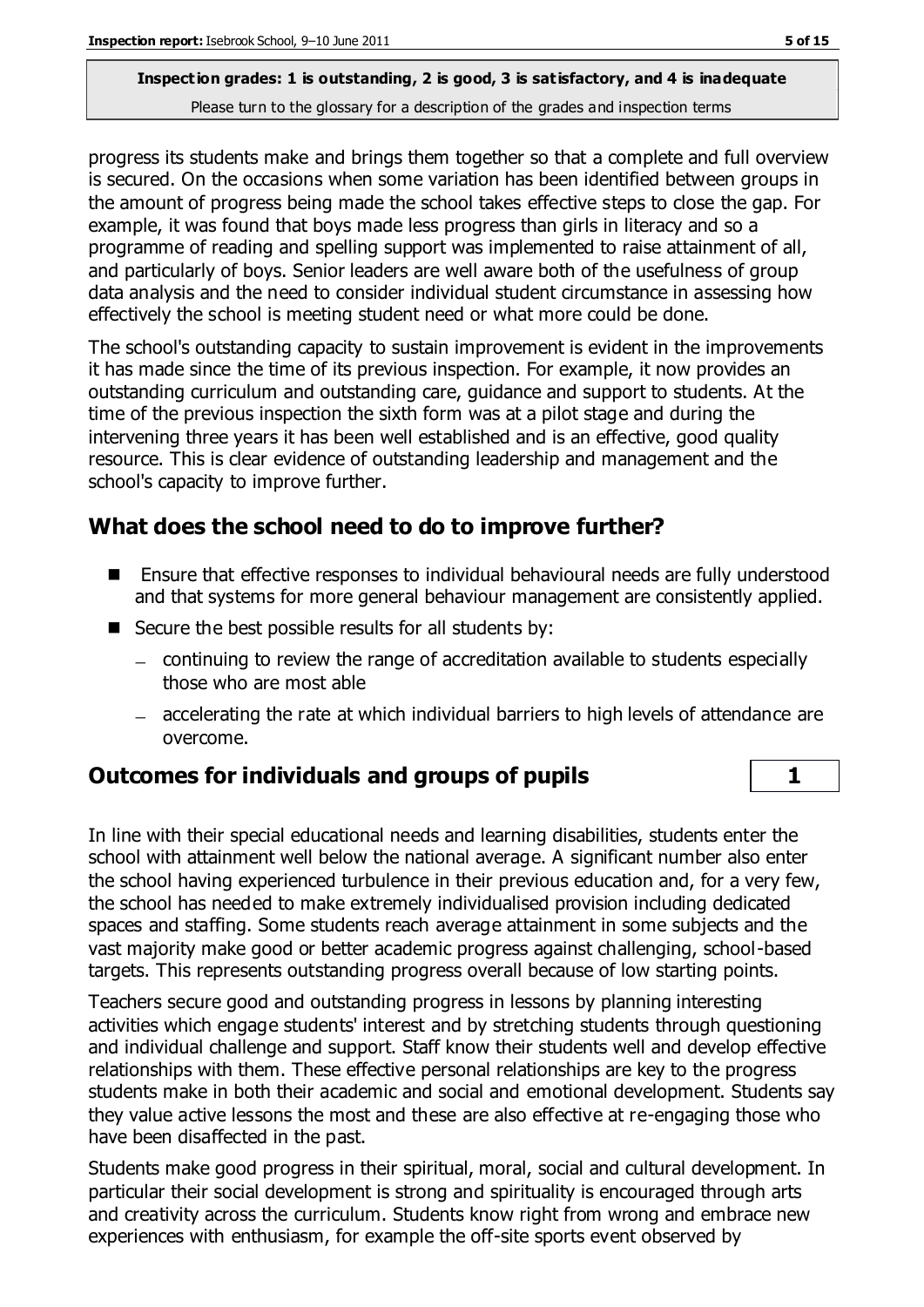progress its students make and brings them together so that a complete and full overview is secured. On the occasions when some variation has been identified between groups in the amount of progress being made the school takes effective steps to close the gap. For example, it was found that boys made less progress than girls in literacy and so a programme of reading and spelling support was implemented to raise attainment of all, and particularly of boys. Senior leaders are well aware both of the usefulness of group data analysis and the need to consider individual student circumstance in assessing how effectively the school is meeting student need or what more could be done.

The school's outstanding capacity to sustain improvement is evident in the improvements it has made since the time of its previous inspection. For example, it now provides an outstanding curriculum and outstanding care, guidance and support to students. At the time of the previous inspection the sixth form was at a pilot stage and during the intervening three years it has been well established and is an effective, good quality resource. This is clear evidence of outstanding leadership and management and the school's capacity to improve further.

## What does the school need to do to improve further?

- Ensure that effective responses to individual behavioural needs are fully understood and that systems for more general behaviour management are consistently applied.
- Secure the best possible results for all students by:
  - continuing to review the range of accreditation available to students especially those who are most able
  - accelerating the rate at which individual barriers to high levels of attendance are overcome.

## Outcomes for individuals and groups of pupils — 1

In line with their special educational needs and learning disabilities, students enter the school with attainment well below the national average. A significant number also enter the school having experienced turbulence in their previous education and, for a very few, the school has needed to make extremely individualised provision including dedicated spaces and staffing. Some students reach average attainment in some subjects and the vast majority make good or better academic progress against challenging, school-based targets. This represents outstanding progress overall because of low starting points.

Teachers secure good and outstanding progress in lessons by planning interesting activities which engage students' interest and by stretching students through questioning and individual challenge and support. Staff know their students well and develop effective relationships with them. These effective personal relationships are key to the progress students make in both their academic and social and emotional development. Students say they value active lessons the most and these are also effective at re-engaging those who have been disaffected in the past.

Students make good progress in their spiritual, moral, social and cultural development. In particular their social development is strong and spirituality is encouraged through arts and creativity across the curriculum. Students know right from wrong and embrace new experiences with enthusiasm, for example the off-site sports event observed by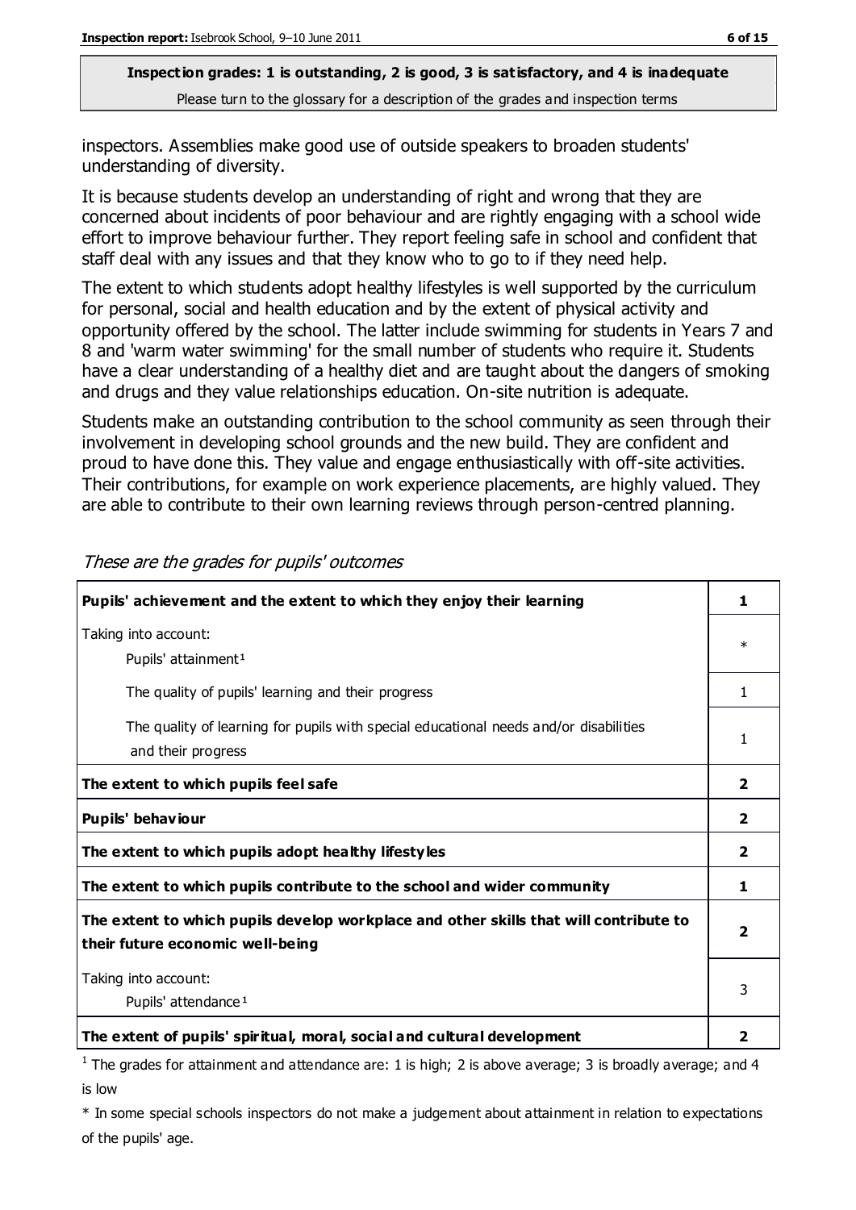**Inspection grades: 1 is outstanding, 2 is good, 3 is satisfactory, and 4 is inadequate**

Please turn to the glossary for a description of the grades and inspection terms

inspectors. Assemblies make good use of outside speakers to broaden students' understanding of diversity.

It is because students develop an understanding of right and wrong that they are concerned about incidents of poor behaviour and are rightly engaging with a school wide effort to improve behaviour further. They report feeling safe in school and confident that staff deal with any issues and that they know who to go to if they need help.

The extent to which students adopt healthy lifestyles is well supported by the curriculum for personal, social and health education and by the extent of physical activity and opportunity offered by the school. The latter include swimming for students in Years 7 and 8 and 'warm water swimming' for the small number of students who require it. Students have a clear understanding of a healthy diet and are taught about the dangers of smoking and drugs and they value relationships education. On-site nutrition is adequate.

Students make an outstanding contribution to the school community as seen through their involvement in developing school grounds and the new build. They are confident and proud to have done this. They value and engage enthusiastically with off-site activities. Their contributions, for example on work experience placements, are highly valued. They are able to contribute to their own learning reviews through person-centred planning.

*These are the grades for pupils' outcomes*

| | |
|---|---|
| **Pupils' achievement and the extent to which they enjoy their learning** | **1** |
| Taking into account: Pupils' attainment[1] | * |
| The quality of pupils' learning and their progress | 1 |
| The quality of learning for pupils with special educational needs and/or disabilities and their progress | 1 |
| **The extent to which pupils feel safe** | **2** |
| **Pupils' behaviour** | **2** |
| **The extent to which pupils adopt healthy lifestyles** | **2** |
| **The extent to which pupils contribute to the school and wider community** | **1** |
| **The extent to which pupils develop workplace and other skills that will contribute to their future economic well-being** | **2** |
| Taking into account: Pupils' attendance[1] | 3 |
| **The extent of pupils' spiritual, moral, social and cultural development** | **2** |

[1] The grades for attainment and attendance are: 1 is high; 2 is above average; 3 is broadly average; and 4 is low

* In some special schools inspectors do not make a judgement about attainment in relation to expectations of the pupils' age.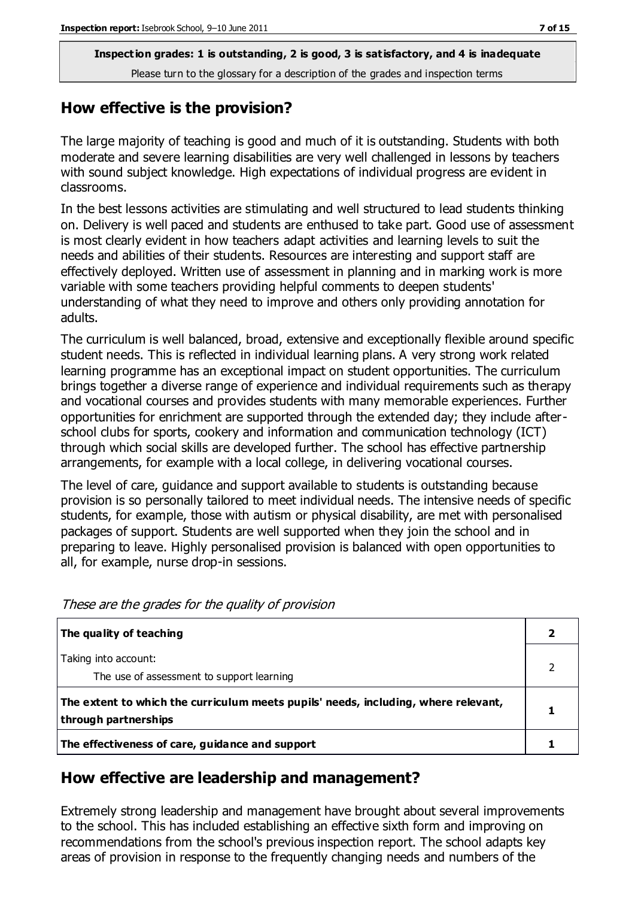**Inspection grades: 1 is outstanding, 2 is good, 3 is satisfactory, and 4 is inadequate**
Please turn to the glossary for a description of the grades and inspection terms

## How effective is the provision?

The large majority of teaching is good and much of it is outstanding. Students with both moderate and severe learning disabilities are very well challenged in lessons by teachers with sound subject knowledge. High expectations of individual progress are evident in classrooms.

In the best lessons activities are stimulating and well structured to lead students thinking on. Delivery is well paced and students are enthused to take part. Good use of assessment is most clearly evident in how teachers adapt activities and learning levels to suit the needs and abilities of their students. Resources are interesting and support staff are effectively deployed. Written use of assessment in planning and in marking work is more variable with some teachers providing helpful comments to deepen students' understanding of what they need to improve and others only providing annotation for adults.

The curriculum is well balanced, broad, extensive and exceptionally flexible around specific student needs. This is reflected in individual learning plans. A very strong work related learning programme has an exceptional impact on student opportunities. The curriculum brings together a diverse range of experience and individual requirements such as therapy and vocational courses and provides students with many memorable experiences. Further opportunities for enrichment are supported through the extended day; they include after-school clubs for sports, cookery and information and communication technology (ICT) through which social skills are developed further. The school has effective partnership arrangements, for example with a local college, in delivering vocational courses.

The level of care, guidance and support available to students is outstanding because provision is so personally tailored to meet individual needs. The intensive needs of specific students, for example, those with autism or physical disability, are met with personalised packages of support. Students are well supported when they join the school and in preparing to leave. Highly personalised provision is balanced with open opportunities to all, for example, nurse drop-in sessions.

*These are the grades for the quality of provision*

| | |
|---|---|
| **The quality of teaching** | **2** |
| Taking into account: The use of assessment to support learning | 2 |
| **The extent to which the curriculum meets pupils' needs, including, where relevant, through partnerships** | **1** |
| **The effectiveness of care, guidance and support** | **1** |

## How effective are leadership and management?

Extremely strong leadership and management have brought about several improvements to the school. This has included establishing an effective sixth form and improving on recommendations from the school's previous inspection report. The school adapts key areas of provision in response to the frequently changing needs and numbers of the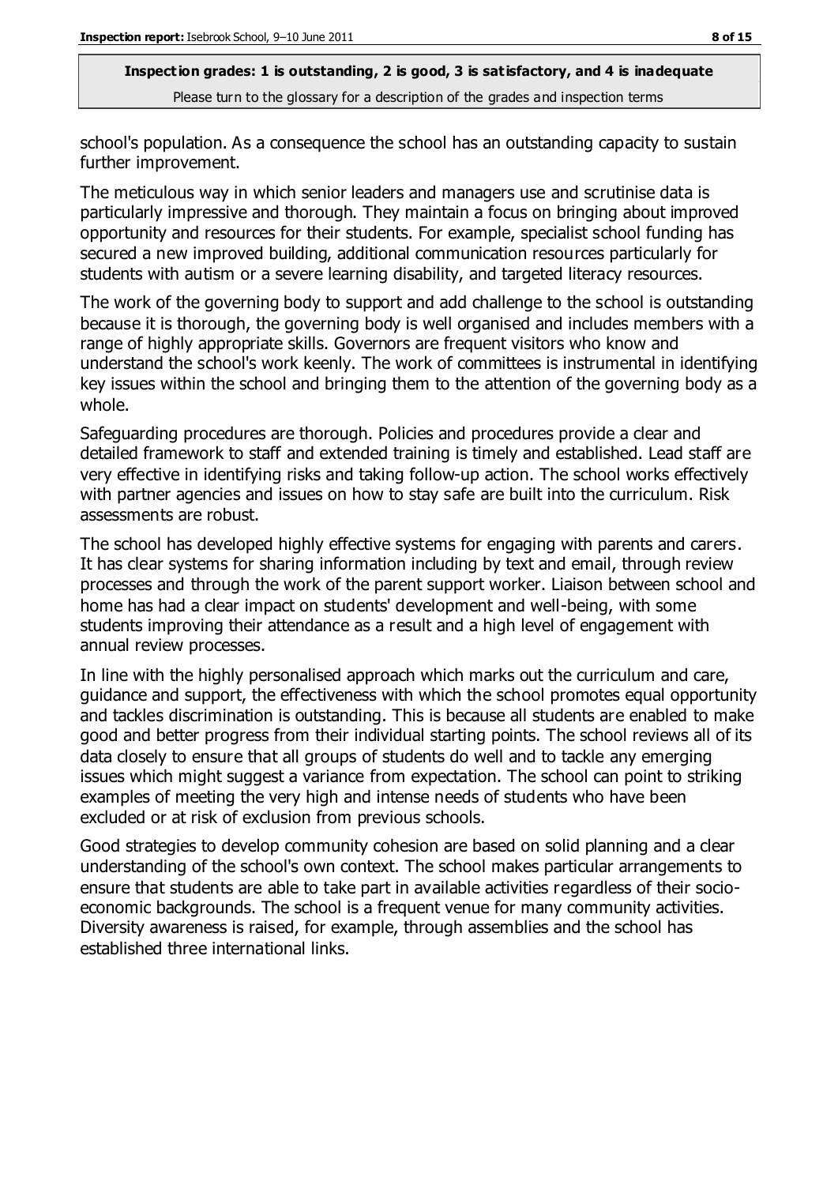school's population. As a consequence the school has an outstanding capacity to sustain further improvement.

The meticulous way in which senior leaders and managers use and scrutinise data is particularly impressive and thorough. They maintain a focus on bringing about improved opportunity and resources for their students. For example, specialist school funding has secured a new improved building, additional communication resources particularly for students with autism or a severe learning disability, and targeted literacy resources.

The work of the governing body to support and add challenge to the school is outstanding because it is thorough, the governing body is well organised and includes members with a range of highly appropriate skills. Governors are frequent visitors who know and understand the school's work keenly. The work of committees is instrumental in identifying key issues within the school and bringing them to the attention of the governing body as a whole.

Safeguarding procedures are thorough. Policies and procedures provide a clear and detailed framework to staff and extended training is timely and established. Lead staff are very effective in identifying risks and taking follow-up action. The school works effectively with partner agencies and issues on how to stay safe are built into the curriculum. Risk assessments are robust.

The school has developed highly effective systems for engaging with parents and carers. It has clear systems for sharing information including by text and email, through review processes and through the work of the parent support worker. Liaison between school and home has had a clear impact on students' development and well-being, with some students improving their attendance as a result and a high level of engagement with annual review processes.

In line with the highly personalised approach which marks out the curriculum and care, guidance and support, the effectiveness with which the school promotes equal opportunity and tackles discrimination is outstanding. This is because all students are enabled to make good and better progress from their individual starting points. The school reviews all of its data closely to ensure that all groups of students do well and to tackle any emerging issues which might suggest a variance from expectation. The school can point to striking examples of meeting the very high and intense needs of students who have been excluded or at risk of exclusion from previous schools.

Good strategies to develop community cohesion are based on solid planning and a clear understanding of the school's own context. The school makes particular arrangements to ensure that students are able to take part in available activities regardless of their socio-economic backgrounds. The school is a frequent venue for many community activities. Diversity awareness is raised, for example, through assemblies and the school has established three international links.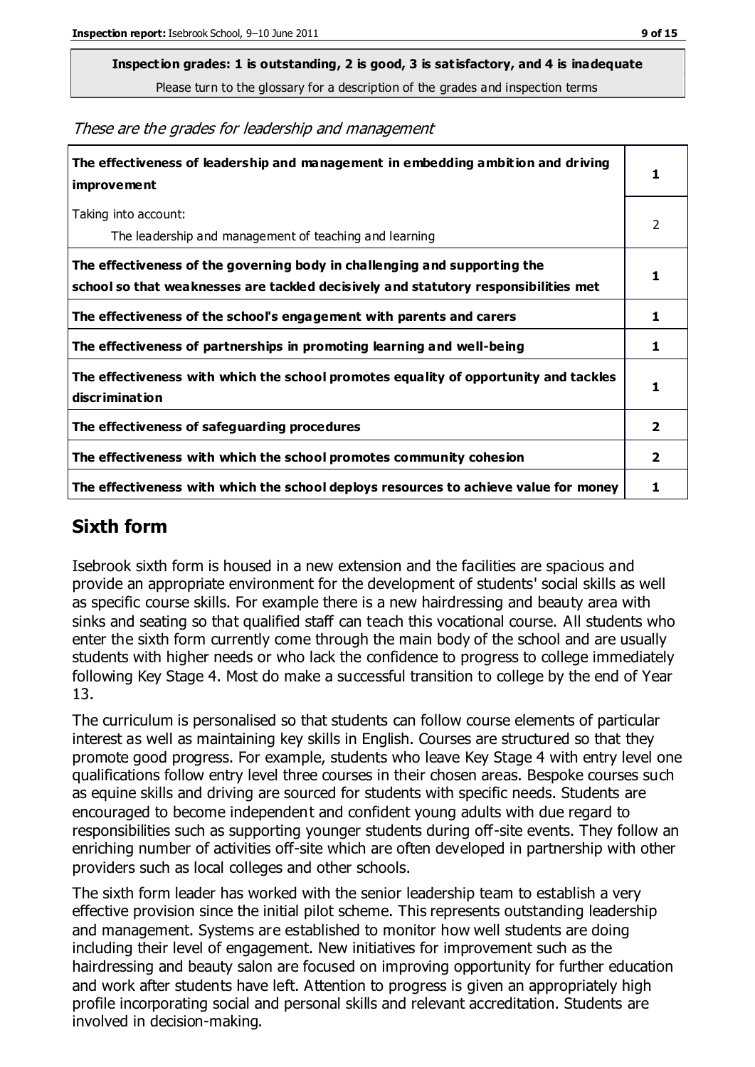**Inspection grades: 1 is outstanding, 2 is good, 3 is satisfactory, and 4 is inadequate**

Please turn to the glossary for a description of the grades and inspection terms

*These are the grades for leadership and management*

| | |
|---|---|
| **The effectiveness of leadership and management in embedding ambition and driving improvement** | 1 |
| Taking into account:<br>The leadership and management of teaching and learning | 2 |
| **The effectiveness of the governing body in challenging and supporting the school so that weaknesses are tackled decisively and statutory responsibilities met** | 1 |
| **The effectiveness of the school's engagement with parents and carers** | 1 |
| **The effectiveness of partnerships in promoting learning and well-being** | 1 |
| **The effectiveness with which the school promotes equality of opportunity and tackles discrimination** | 1 |
| **The effectiveness of safeguarding procedures** | 2 |
| **The effectiveness with which the school promotes community cohesion** | 2 |
| **The effectiveness with which the school deploys resources to achieve value for money** | 1 |

## Sixth form

Isebrook sixth form is housed in a new extension and the facilities are spacious and provide an appropriate environment for the development of students' social skills as well as specific course skills. For example there is a new hairdressing and beauty area with sinks and seating so that qualified staff can teach this vocational course. All students who enter the sixth form currently come through the main body of the school and are usually students with higher needs or who lack the confidence to progress to college immediately following Key Stage 4. Most do make a successful transition to college by the end of Year 13.

The curriculum is personalised so that students can follow course elements of particular interest as well as maintaining key skills in English. Courses are structured so that they promote good progress. For example, students who leave Key Stage 4 with entry level one qualifications follow entry level three courses in their chosen areas. Bespoke courses such as equine skills and driving are sourced for students with specific needs. Students are encouraged to become independent and confident young adults with due regard to responsibilities such as supporting younger students during off-site events. They follow an enriching number of activities off-site which are often developed in partnership with other providers such as local colleges and other schools.

The sixth form leader has worked with the senior leadership team to establish a very effective provision since the initial pilot scheme. This represents outstanding leadership and management. Systems are established to monitor how well students are doing including their level of engagement. New initiatives for improvement such as the hairdressing and beauty salon are focused on improving opportunity for further education and work after students have left. Attention to progress is given an appropriately high profile incorporating social and personal skills and relevant accreditation. Students are involved in decision-making.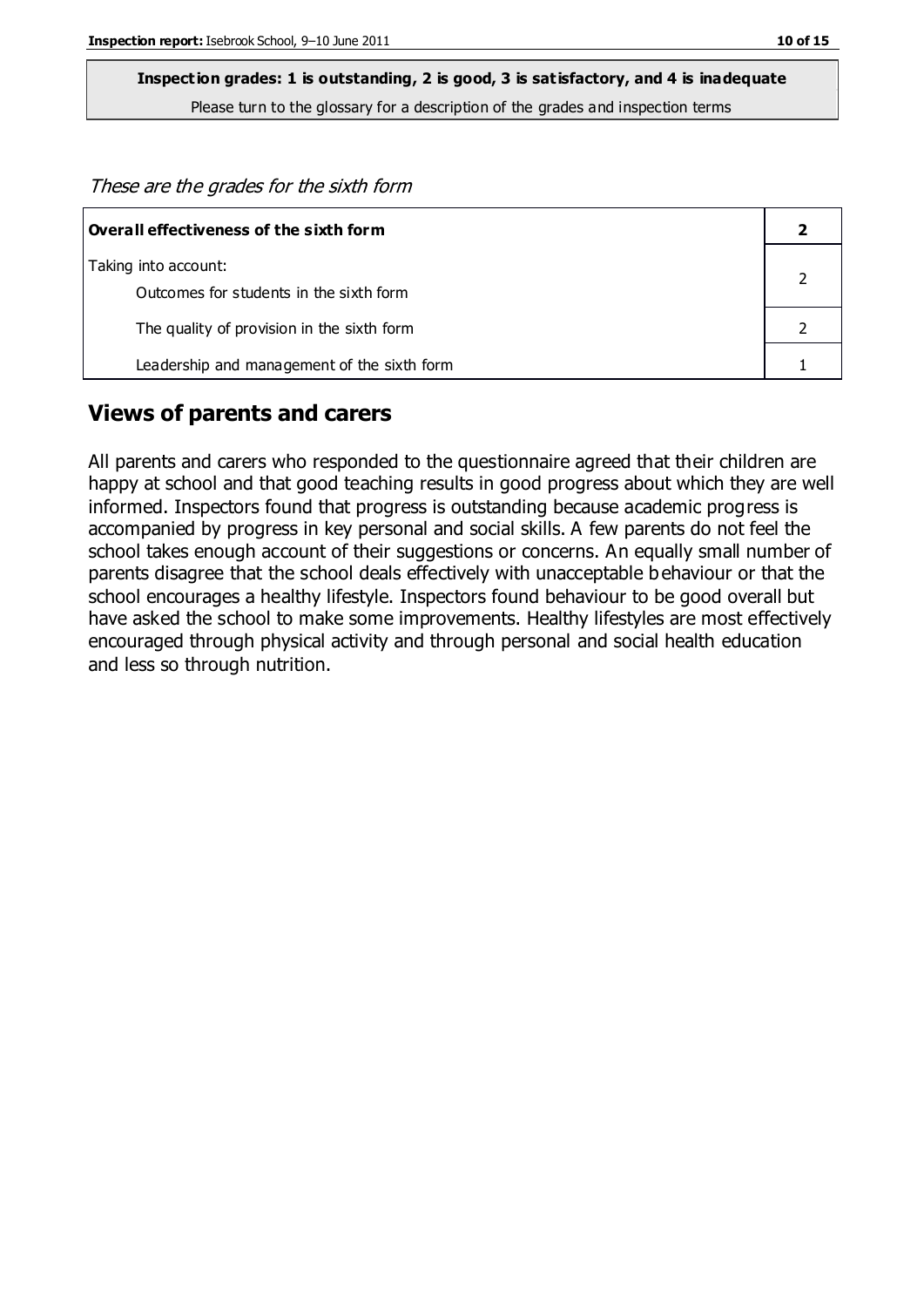**Inspection grades: 1 is outstanding, 2 is good, 3 is satisfactory, and 4 is inadequate**
Please turn to the glossary for a description of the grades and inspection terms

*These are the grades for the sixth form*

| **Overall effectiveness of the sixth form** | **2** |
|---|---|
| Taking into account:<br>Outcomes for students in the sixth form | 2 |
| The quality of provision in the sixth form | 2 |
| Leadership and management of the sixth form | 1 |

## Views of parents and carers

All parents and carers who responded to the questionnaire agreed that their children are happy at school and that good teaching results in good progress about which they are well informed. Inspectors found that progress is outstanding because academic progress is accompanied by progress in key personal and social skills. A few parents do not feel the school takes enough account of their suggestions or concerns. An equally small number of parents disagree that the school deals effectively with unacceptable behaviour or that the school encourages a healthy lifestyle. Inspectors found behaviour to be good overall but have asked the school to make some improvements. Healthy lifestyles are most effectively encouraged through physical activity and through personal and social health education and less so through nutrition.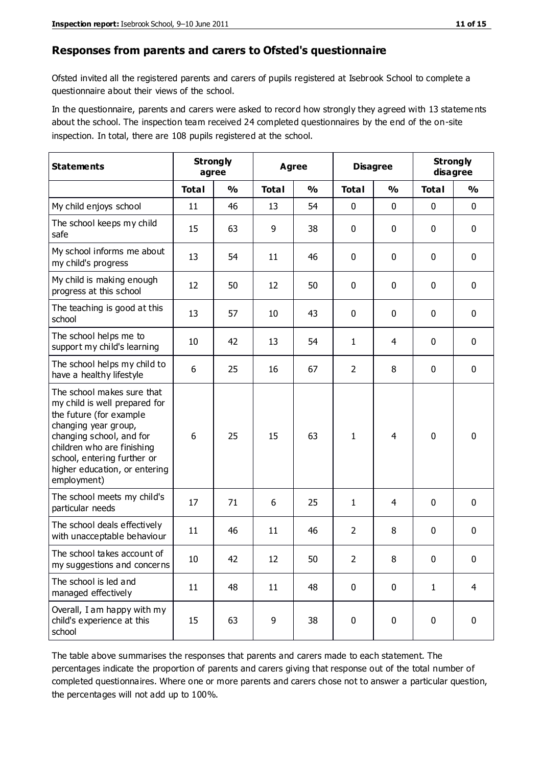## Responses from parents and carers to Ofsted's questionnaire

Ofsted invited all the registered parents and carers of pupils registered at Isebrook School to complete a questionnaire about their views of the school.

In the questionnaire, parents and carers were asked to record how strongly they agreed with 13 statements about the school. The inspection team received 24 completed questionnaires by the end of the on-site inspection. In total, there are 108 pupils registered at the school.

| Statements | Strongly agree | | Agree | | Disagree | | Strongly disagree | |
|---|---|---|---|---|---|---|---|---|
| | Total | % | Total | % | Total | % | Total | % |
| My child enjoys school | 11 | 46 | 13 | 54 | 0 | 0 | 0 | 0 |
| The school keeps my child safe | 15 | 63 | 9 | 38 | 0 | 0 | 0 | 0 |
| My school informs me about my child's progress | 13 | 54 | 11 | 46 | 0 | 0 | 0 | 0 |
| My child is making enough progress at this school | 12 | 50 | 12 | 50 | 0 | 0 | 0 | 0 |
| The teaching is good at this school | 13 | 57 | 10 | 43 | 0 | 0 | 0 | 0 |
| The school helps me to support my child's learning | 10 | 42 | 13 | 54 | 1 | 4 | 0 | 0 |
| The school helps my child to have a healthy lifestyle | 6 | 25 | 16 | 67 | 2 | 8 | 0 | 0 |
| The school makes sure that my child is well prepared for the future (for example changing year group, changing school, and for children who are finishing school, entering further or higher education, or entering employment) | 6 | 25 | 15 | 63 | 1 | 4 | 0 | 0 |
| The school meets my child's particular needs | 17 | 71 | 6 | 25 | 1 | 4 | 0 | 0 |
| The school deals effectively with unacceptable behaviour | 11 | 46 | 11 | 46 | 2 | 8 | 0 | 0 |
| The school takes account of my suggestions and concerns | 10 | 42 | 12 | 50 | 2 | 8 | 0 | 0 |
| The school is led and managed effectively | 11 | 48 | 11 | 48 | 0 | 0 | 1 | 4 |
| Overall, I am happy with my child's experience at this school | 15 | 63 | 9 | 38 | 0 | 0 | 0 | 0 |

The table above summarises the responses that parents and carers made to each statement. The percentages indicate the proportion of parents and carers giving that response out of the total number of completed questionnaires. Where one or more parents and carers chose not to answer a particular question, the percentages will not add up to 100%.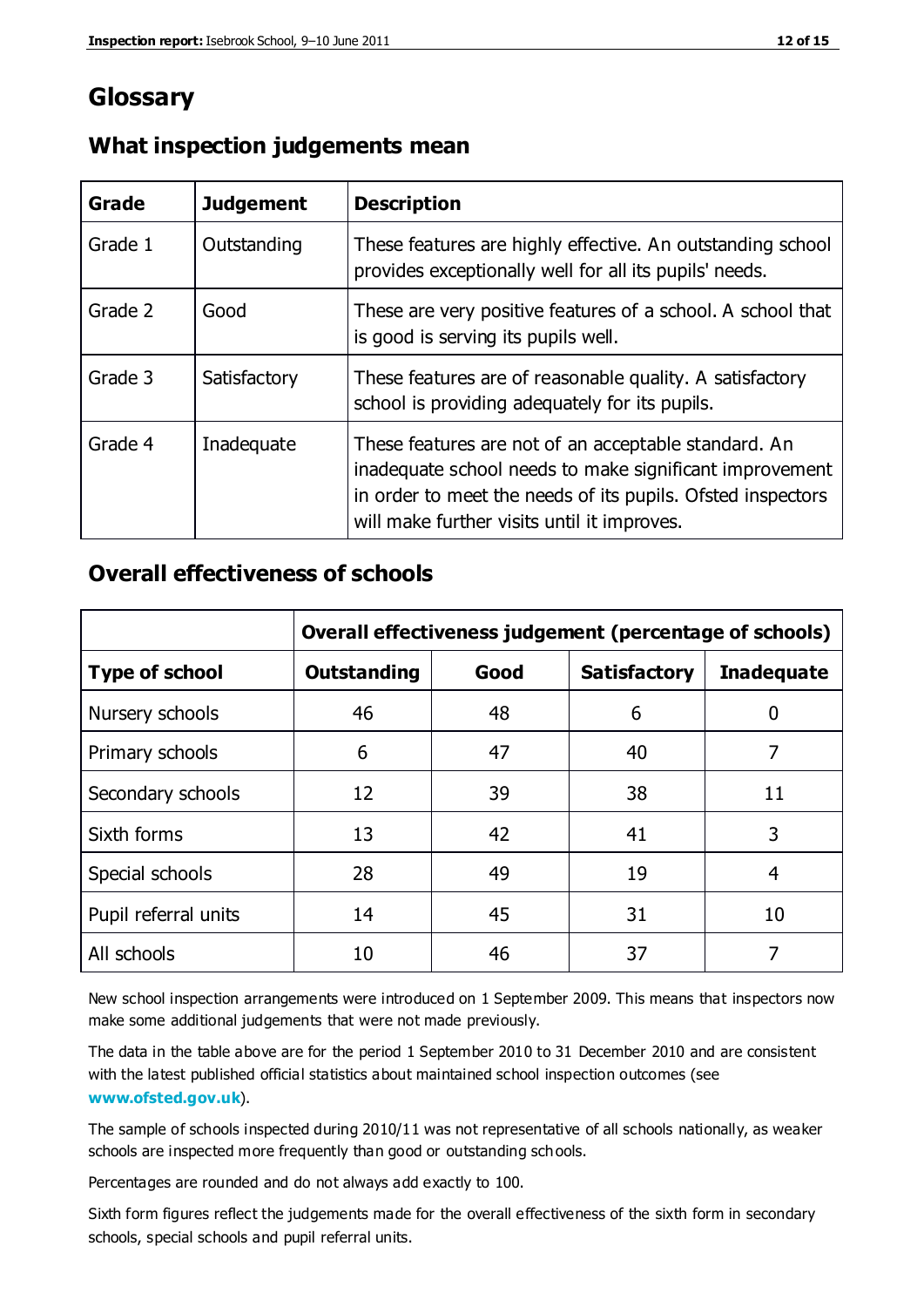# Glossary

## What inspection judgements mean

| Grade | Judgement | Description |
|---|---|---|
| Grade 1 | Outstanding | These features are highly effective. An outstanding school provides exceptionally well for all its pupils' needs. |
| Grade 2 | Good | These are very positive features of a school. A school that is good is serving its pupils well. |
| Grade 3 | Satisfactory | These features are of reasonable quality. A satisfactory school is providing adequately for its pupils. |
| Grade 4 | Inadequate | These features are not of an acceptable standard. An inadequate school needs to make significant improvement in order to meet the needs of its pupils. Ofsted inspectors will make further visits until it improves. |

## Overall effectiveness of schools

| | Overall effectiveness judgement (percentage of schools) | | | |
|---|---|---|---|---|
| **Type of school** | **Outstanding** | **Good** | **Satisfactory** | **Inadequate** |
| Nursery schools | 46 | 48 | 6 | 0 |
| Primary schools | 6 | 47 | 40 | 7 |
| Secondary schools | 12 | 39 | 38 | 11 |
| Sixth forms | 13 | 42 | 41 | 3 |
| Special schools | 28 | 49 | 19 | 4 |
| Pupil referral units | 14 | 45 | 31 | 10 |
| All schools | 10 | 46 | 37 | 7 |

New school inspection arrangements were introduced on 1 September 2009. This means that inspectors now make some additional judgements that were not made previously.

The data in the table above are for the period 1 September 2010 to 31 December 2010 and are consistent with the latest published official statistics about maintained school inspection outcomes (see **www.ofsted.gov.uk**).

The sample of schools inspected during 2010/11 was not representative of all schools nationally, as weaker schools are inspected more frequently than good or outstanding schools.

Percentages are rounded and do not always add exactly to 100.

Sixth form figures reflect the judgements made for the overall effectiveness of the sixth form in secondary schools, special schools and pupil referral units.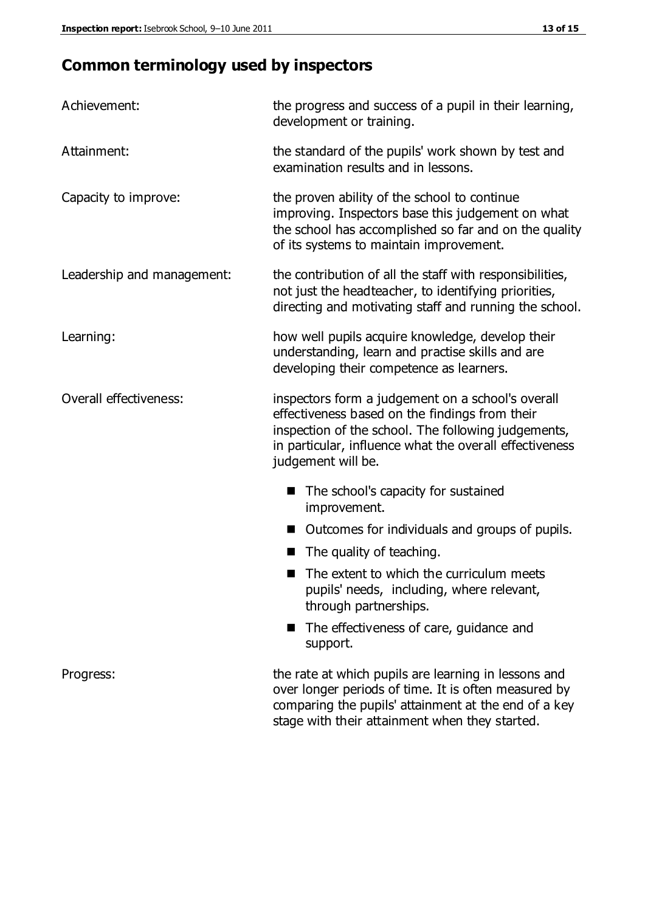## Common terminology used by inspectors

**Achievement:** the progress and success of a pupil in their learning, development or training.

**Attainment:** the standard of the pupils' work shown by test and examination results and in lessons.

**Capacity to improve:** the proven ability of the school to continue improving. Inspectors base this judgement on what the school has accomplished so far and on the quality of its systems to maintain improvement.

**Leadership and management:** the contribution of all the staff with responsibilities, not just the headteacher, to identifying priorities, directing and motivating staff and running the school.

**Learning:** how well pupils acquire knowledge, develop their understanding, learn and practise skills and are developing their competence as learners.

**Overall effectiveness:** inspectors form a judgement on a school's overall effectiveness based on the findings from their inspection of the school. The following judgements, in particular, influence what the overall effectiveness judgement will be.

- The school's capacity for sustained improvement.
- Outcomes for individuals and groups of pupils.
- The quality of teaching.
- The extent to which the curriculum meets pupils' needs, including, where relevant, through partnerships.
- The effectiveness of care, guidance and support.

**Progress:** the rate at which pupils are learning in lessons and over longer periods of time. It is often measured by comparing the pupils' attainment at the end of a key stage with their attainment when they started.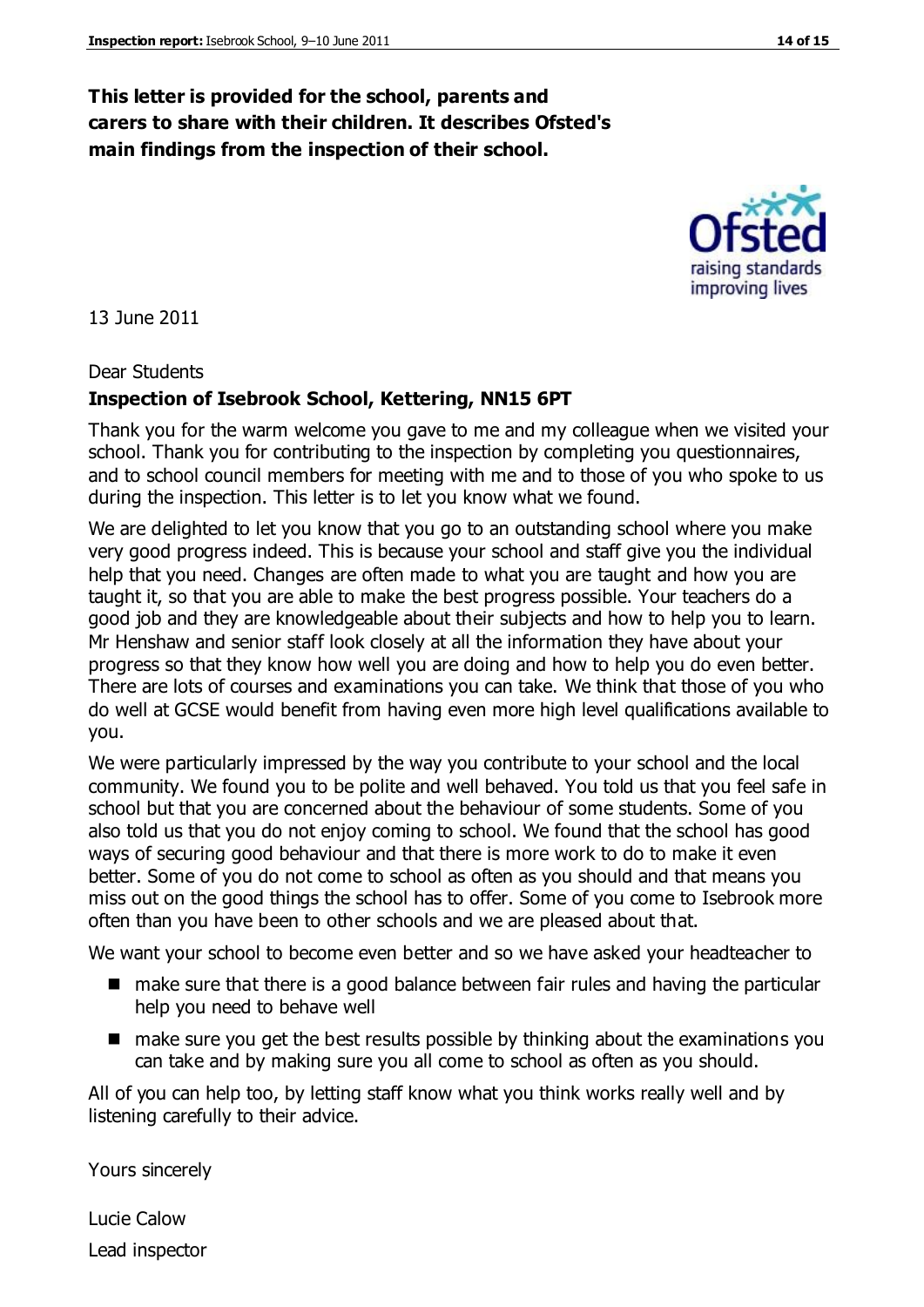**This letter is provided for the school, parents and carers to share with their children. It describes Ofsted's main findings from the inspection of their school.**

13 June 2011

Dear Students

**Inspection of Isebrook School, Kettering, NN15 6PT**

Thank you for the warm welcome you gave to me and my colleague when we visited your school. Thank you for contributing to the inspection by completing you questionnaires, and to school council members for meeting with me and to those of you who spoke to us during the inspection. This letter is to let you know what we found.

We are delighted to let you know that you go to an outstanding school where you make very good progress indeed. This is because your school and staff give you the individual help that you need. Changes are often made to what you are taught and how you are taught it, so that you are able to make the best progress possible. Your teachers do a good job and they are knowledgeable about their subjects and how to help you to learn. Mr Henshaw and senior staff look closely at all the information they have about your progress so that they know how well you are doing and how to help you do even better. There are lots of courses and examinations you can take. We think that those of you who do well at GCSE would benefit from having even more high level qualifications available to you.

We were particularly impressed by the way you contribute to your school and the local community. We found you to be polite and well behaved. You told us that you feel safe in school but that you are concerned about the behaviour of some students. Some of you also told us that you do not enjoy coming to school. We found that the school has good ways of securing good behaviour and that there is more work to do to make it even better. Some of you do not come to school as often as you should and that means you miss out on the good things the school has to offer. Some of you come to Isebrook more often than you have been to other schools and we are pleased about that.

We want your school to become even better and so we have asked your headteacher to

- make sure that there is a good balance between fair rules and having the particular help you need to behave well
- make sure you get the best results possible by thinking about the examinations you can take and by making sure you all come to school as often as you should.

All of you can help too, by letting staff know what you think works really well and by listening carefully to their advice.

Yours sincerely

Lucie Calow

Lead inspector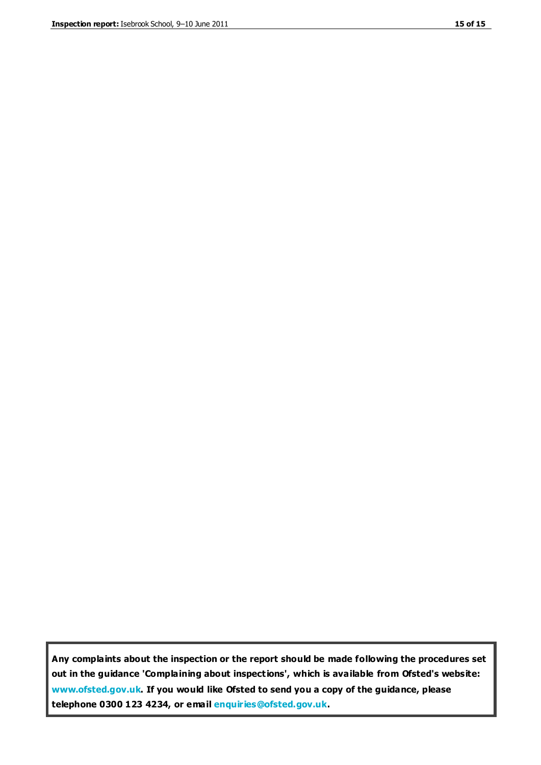**Any complaints about the inspection or the report should be made following the procedures set out in the guidance 'Complaining about inspections', which is available from Ofsted's website: www.ofsted.gov.uk. If you would like Ofsted to send you a copy of the guidance, please telephone 0300 123 4234, or email enquiries@ofsted.gov.uk.**